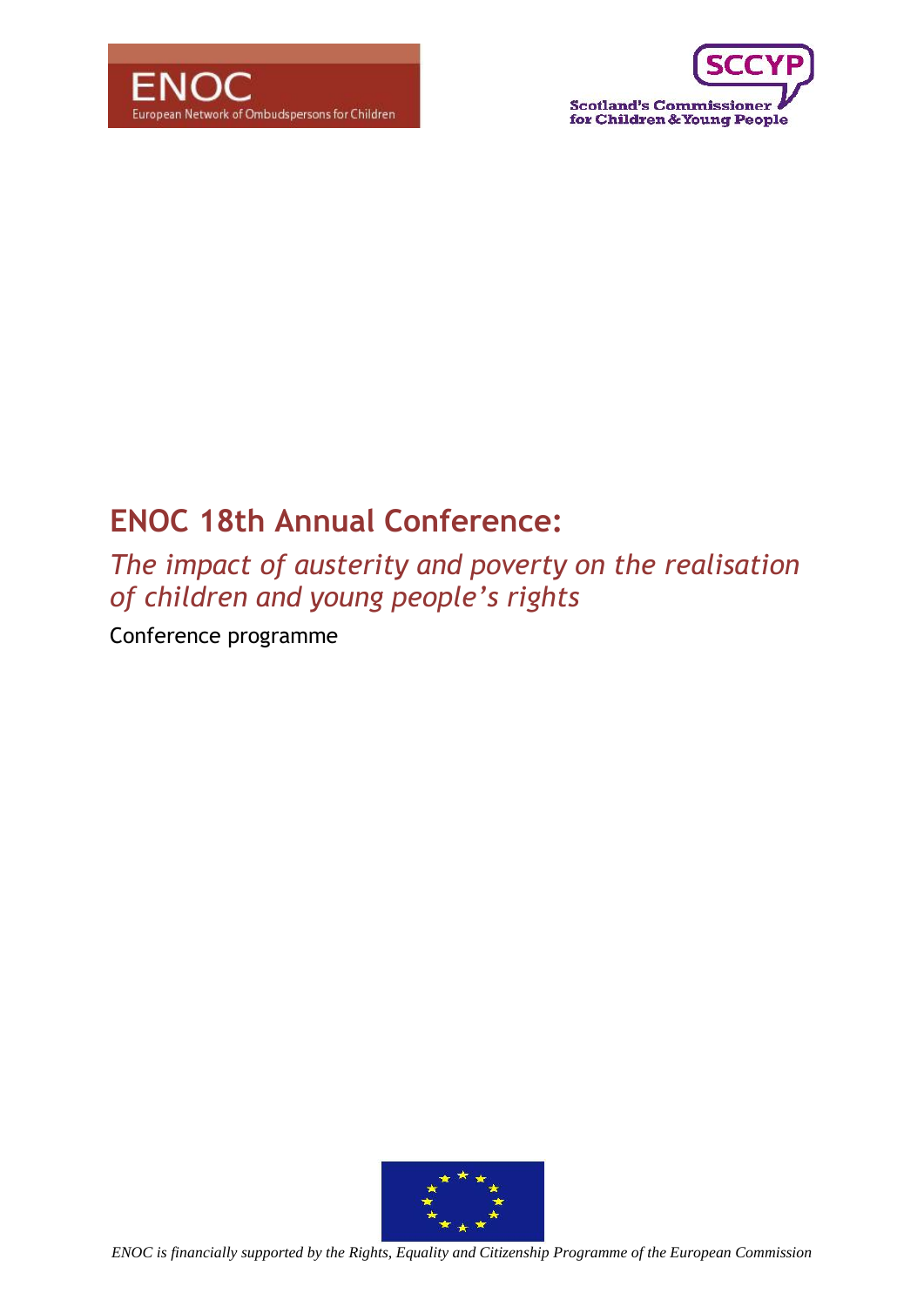ENOC

European Network of Ombudspersons for Children

SCCYP

Scotland's Commissioner for Children & Young People

# ENOC 18th Annual Conference:

## *The impact of austerity and poverty on the realisation of children and young people's rights*

Conference programme

*ENOC is financially supported by the Rights, Equality and Citizenship Programme of the European Commission*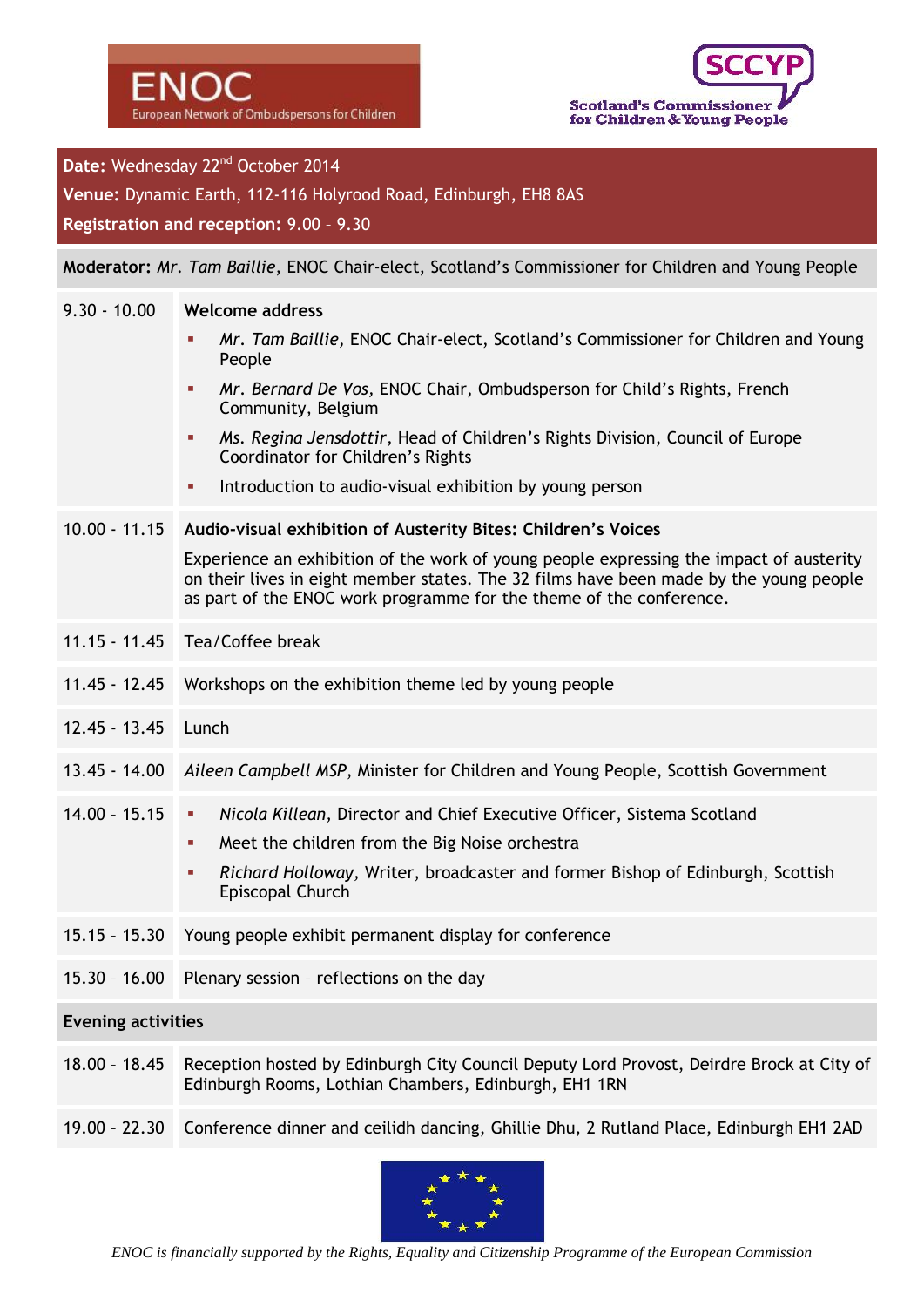ENOC
European Network of Ombudspersons for Children

SCCYP
Scotland's Commissioner for Children & Young People

**Date:** Wednesday 22nd October 2014

**Venue:** Dynamic Earth, 112-116 Holyrood Road, Edinburgh, EH8 8AS

**Registration and reception:** 9.00 – 9.30

**Moderator:** *Mr. Tam Baillie*, ENOC Chair-elect, Scotland's Commissioner for Children and Young People

| | |
|---|---|
| 9.30 - 10.00 | **Welcome address**<br>• *Mr. Tam Baillie,* ENOC Chair-elect, Scotland's Commissioner for Children and Young People<br>• *Mr. Bernard De Vos,* ENOC Chair, Ombudsperson for Child's Rights, French Community, Belgium<br>• *Ms. Regina Jensdottir,* Head of Children's Rights Division, Council of Europe Coordinator for Children's Rights<br>• Introduction to audio-visual exhibition by young person |
| 10.00 - 11.15 | **Audio-visual exhibition of Austerity Bites: Children's Voices**<br>Experience an exhibition of the work of young people expressing the impact of austerity on their lives in eight member states. The 32 films have been made by the young people as part of the ENOC work programme for the theme of the conference. |
| 11.15 - 11.45 | Tea/Coffee break |
| 11.45 - 12.45 | Workshops on the exhibition theme led by young people |
| 12.45 - 13.45 | Lunch |
| 13.45 - 14.00 | *Aileen Campbell MSP*, Minister for Children and Young People, Scottish Government |
| 14.00 – 15.15 | • *Nicola Killean,* Director and Chief Executive Officer, Sistema Scotland<br>• Meet the children from the Big Noise orchestra<br>• *Richard Holloway,* Writer, broadcaster and former Bishop of Edinburgh, Scottish Episcopal Church |
| 15.15 – 15.30 | Young people exhibit permanent display for conference |
| 15.30 – 16.00 | Plenary session – reflections on the day |
| **Evening activities** | |
| 18.00 – 18.45 | Reception hosted by Edinburgh City Council Deputy Lord Provost, Deirdre Brock at City of Edinburgh Rooms, Lothian Chambers, Edinburgh, EH1 1RN |
| 19.00 – 22.30 | Conference dinner and ceilidh dancing, Ghillie Dhu, 2 Rutland Place, Edinburgh EH1 2AD |

*ENOC is financially supported by the Rights, Equality and Citizenship Programme of the European Commission*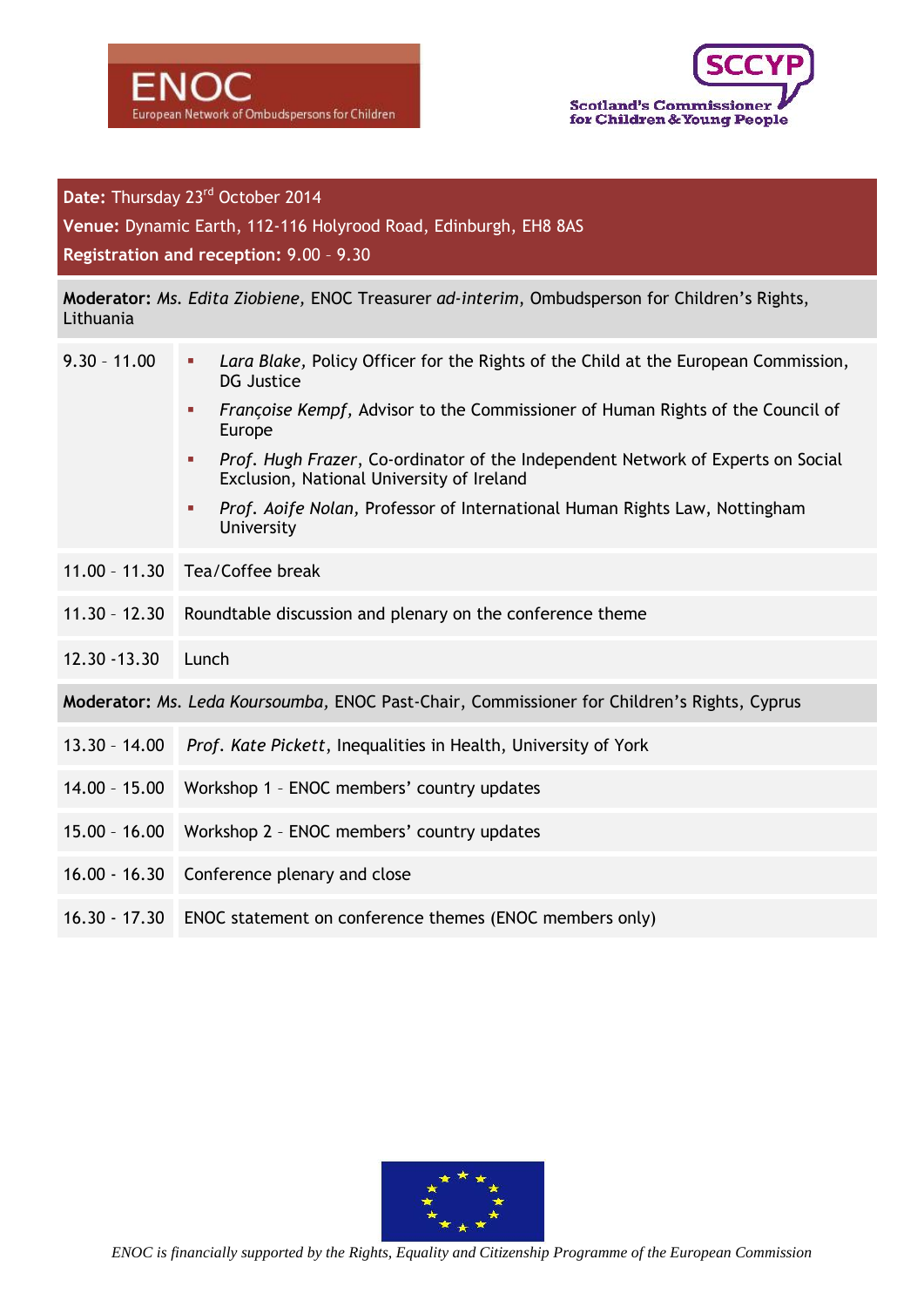ENOC
European Network of Ombudspersons for Children

SCCYP
Scotland's Commissioner for Children & Young People

**Date:** Thursday 23rd October 2014

**Venue:** Dynamic Earth, 112-116 Holyrood Road, Edinburgh, EH8 8AS

**Registration and reception:** 9.00 – 9.30

**Moderator:** *Ms. Edita Ziobiene*, ENOC Treasurer *ad-interim*, Ombudsperson for Children's Rights, Lithuania

| | |
|---|---|
| 9.30 – 11.00 | ▪ *Lara Blake*, Policy Officer for the Rights of the Child at the European Commission, DG Justice<br>▪ *Françoise Kempf*, Advisor to the Commissioner of Human Rights of the Council of Europe<br>▪ *Prof. Hugh Frazer*, Co-ordinator of the Independent Network of Experts on Social Exclusion, National University of Ireland<br>▪ *Prof. Aoife Nolan*, Professor of International Human Rights Law, Nottingham University |
| 11.00 – 11.30 | Tea/Coffee break |
| 11.30 – 12.30 | Roundtable discussion and plenary on the conference theme |
| 12.30 -13.30 | Lunch |

**Moderator:** *Ms. Leda Koursoumba*, ENOC Past-Chair, Commissioner for Children's Rights, Cyprus

| | |
|---|---|
| 13.30 – 14.00 | *Prof. Kate Pickett*, Inequalities in Health, University of York |
| 14.00 – 15.00 | Workshop 1 – ENOC members' country updates |
| 15.00 – 16.00 | Workshop 2 – ENOC members' country updates |
| 16.00 - 16.30 | Conference plenary and close |
| 16.30 - 17.30 | ENOC statement on conference themes (ENOC members only) |

*ENOC is financially supported by the Rights, Equality and Citizenship Programme of the European Commission*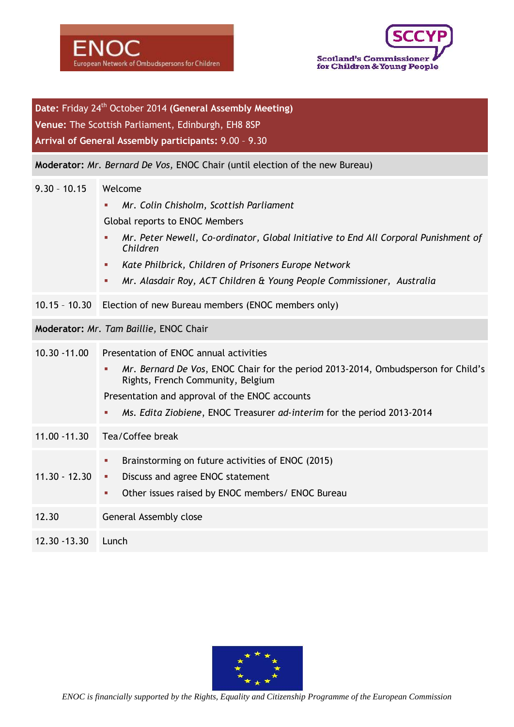ENOC European Network of Ombudspersons for Children

SCCYP Scotland's Commissioner for Children & Young People

**Date:** Friday 24th October 2014 **(General Assembly Meeting)**

**Venue:** The Scottish Parliament, Edinburgh, EH8 8SP

**Arrival of General Assembly participants:** 9.00 – 9.30

**Moderator:** *Mr. Bernard De Vos,* ENOC Chair (until election of the new Bureau)

| | |
|---|---|
| 9.30 – 10.15 | Welcome<br>▪ *Mr. Colin Chisholm, Scottish Parliament*<br>Global reports to ENOC Members<br>▪ *Mr. Peter Newell, Co-ordinator, Global Initiative to End All Corporal Punishment of Children*<br>▪ *Kate Philbrick, Children of Prisoners Europe Network*<br>▪ *Mr. Alasdair Roy, ACT Children & Young People Commissioner, Australia* |
| 10.15 – 10.30 | Election of new Bureau members (ENOC members only) |

**Moderator:** *Mr. Tam Baillie*, ENOC Chair

| | |
|---|---|
| 10.30 -11.00 | Presentation of ENOC annual activities<br>▪ *Mr. Bernard De Vos*, ENOC Chair for the period 2013-2014, Ombudsperson for Child's Rights, French Community, Belgium<br>Presentation and approval of the ENOC accounts<br>▪ *Ms. Edita Ziobiene*, ENOC Treasurer *ad-interim* for the period 2013-2014 |
| 11.00 -11.30 | Tea/Coffee break |
| 11.30 - 12.30 | ▪ Brainstorming on future activities of ENOC (2015)<br>▪ Discuss and agree ENOC statement<br>▪ Other issues raised by ENOC members/ ENOC Bureau |
| 12.30 | General Assembly close |
| 12.30 -13.30 | Lunch |

*ENOC is financially supported by the Rights, Equality and Citizenship Programme of the European Commission*